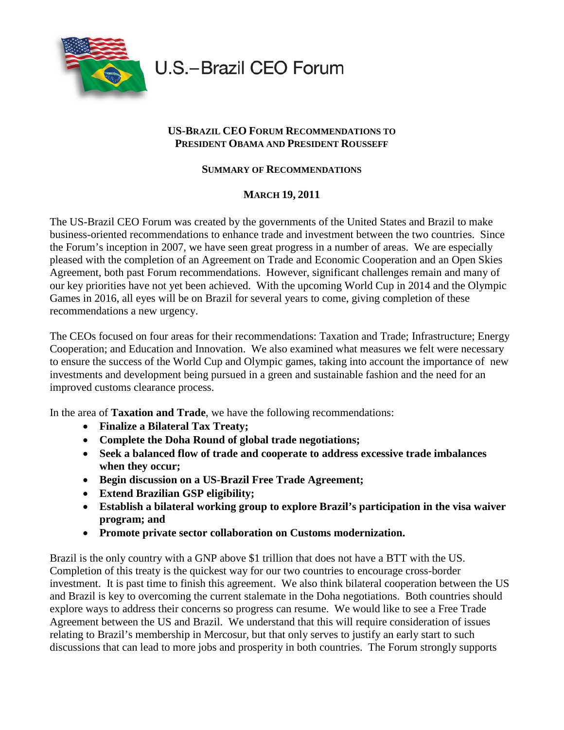# U.S.–Brazil CEO Forum

**US-BRAZIL CEO FORUM RECOMMENDATIONS TO PRESIDENT OBAMA AND PRESIDENT ROUSSEFF**

**SUMMARY OF RECOMMENDATIONS**

**MARCH 19, 2011**

The US-Brazil CEO Forum was created by the governments of the United States and Brazil to make business-oriented recommendations to enhance trade and investment between the two countries. Since the Forum's inception in 2007, we have seen great progress in a number of areas. We are especially pleased with the completion of an Agreement on Trade and Economic Cooperation and an Open Skies Agreement, both past Forum recommendations. However, significant challenges remain and many of our key priorities have not yet been achieved. With the upcoming World Cup in 2014 and the Olympic Games in 2016, all eyes will be on Brazil for several years to come, giving completion of these recommendations a new urgency.

The CEOs focused on four areas for their recommendations: Taxation and Trade; Infrastructure; Energy Cooperation; and Education and Innovation. We also examined what measures we felt were necessary to ensure the success of the World Cup and Olympic games, taking into account the importance of new investments and development being pursued in a green and sustainable fashion and the need for an improved customs clearance process.

In the area of **Taxation and Trade**, we have the following recommendations:

- **Finalize a Bilateral Tax Treaty;**
- **Complete the Doha Round of global trade negotiations;**
- **Seek a balanced flow of trade and cooperate to address excessive trade imbalances when they occur;**
- **Begin discussion on a US-Brazil Free Trade Agreement;**
- **Extend Brazilian GSP eligibility;**
- **Establish a bilateral working group to explore Brazil's participation in the visa waiver program; and**
- **Promote private sector collaboration on Customs modernization.**

Brazil is the only country with a GNP above $1 trillion that does not have a BTT with the US. Completion of this treaty is the quickest way for our two countries to encourage cross-border investment. It is past time to finish this agreement. We also think bilateral cooperation between the US and Brazil is key to overcoming the current stalemate in the Doha negotiations. Both countries should explore ways to address their concerns so progress can resume. We would like to see a Free Trade Agreement between the US and Brazil. We understand that this will require consideration of issues relating to Brazil's membership in Mercosur, but that only serves to justify an early start to such discussions that can lead to more jobs and prosperity in both countries. The Forum strongly supports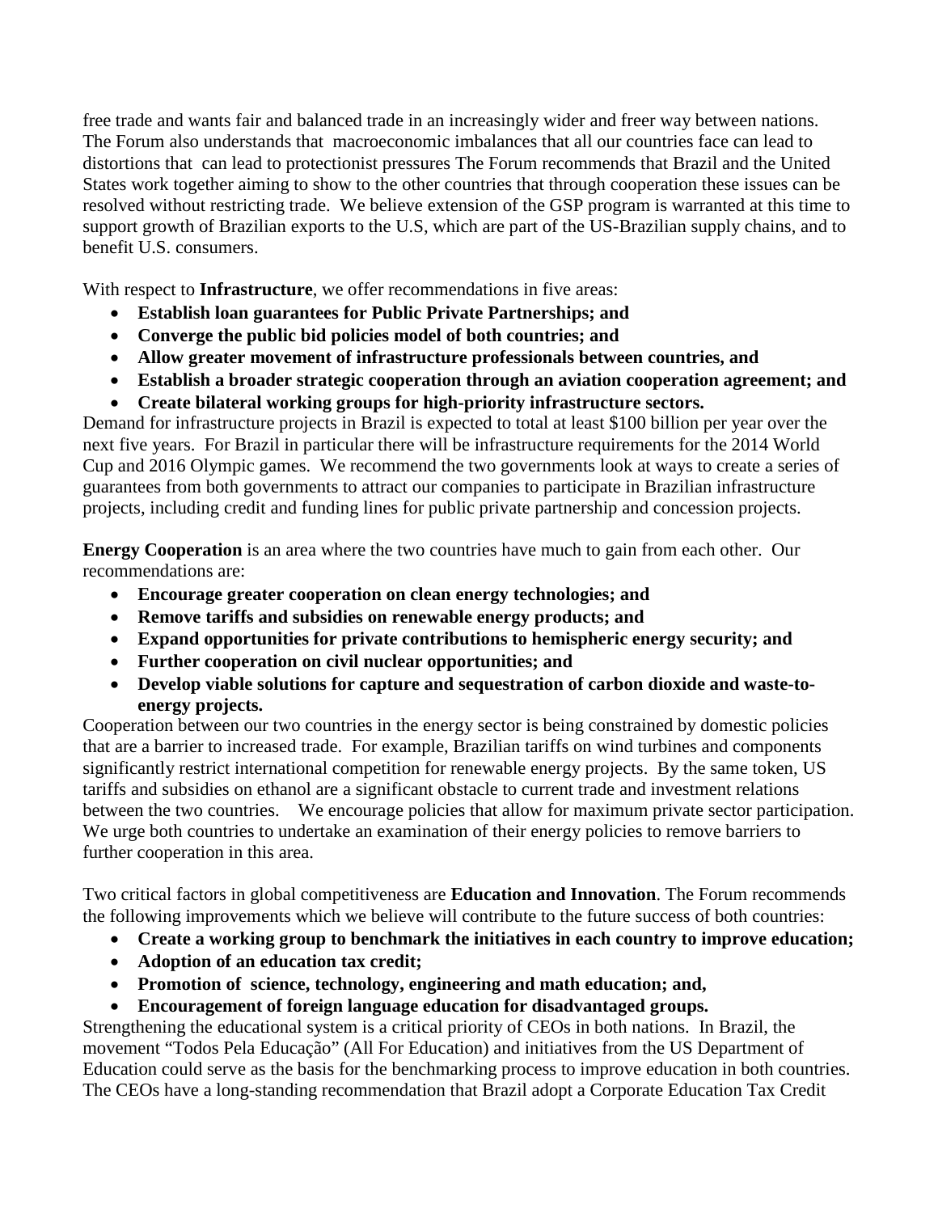free trade and wants fair and balanced trade in an increasingly wider and freer way between nations. The Forum also understands that macroeconomic imbalances that all our countries face can lead to distortions that can lead to protectionist pressures The Forum recommends that Brazil and the United States work together aiming to show to the other countries that through cooperation these issues can be resolved without restricting trade. We believe extension of the GSP program is warranted at this time to support growth of Brazilian exports to the U.S, which are part of the US-Brazilian supply chains, and to benefit U.S. consumers.

With respect to **Infrastructure**, we offer recommendations in five areas:

- **Establish loan guarantees for Public Private Partnerships; and**
- **Converge the public bid policies model of both countries; and**
- **Allow greater movement of infrastructure professionals between countries, and**
- **Establish a broader strategic cooperation through an aviation cooperation agreement; and**
- **Create bilateral working groups for high-priority infrastructure sectors.**

Demand for infrastructure projects in Brazil is expected to total at least $100 billion per year over the next five years. For Brazil in particular there will be infrastructure requirements for the 2014 World Cup and 2016 Olympic games. We recommend the two governments look at ways to create a series of guarantees from both governments to attract our companies to participate in Brazilian infrastructure projects, including credit and funding lines for public private partnership and concession projects.

**Energy Cooperation** is an area where the two countries have much to gain from each other. Our recommendations are:

- **Encourage greater cooperation on clean energy technologies; and**
- **Remove tariffs and subsidies on renewable energy products; and**
- **Expand opportunities for private contributions to hemispheric energy security; and**
- **Further cooperation on civil nuclear opportunities; and**
- **Develop viable solutions for capture and sequestration of carbon dioxide and waste-to-energy projects.**

Cooperation between our two countries in the energy sector is being constrained by domestic policies that are a barrier to increased trade. For example, Brazilian tariffs on wind turbines and components significantly restrict international competition for renewable energy projects. By the same token, US tariffs and subsidies on ethanol are a significant obstacle to current trade and investment relations between the two countries. We encourage policies that allow for maximum private sector participation. We urge both countries to undertake an examination of their energy policies to remove barriers to further cooperation in this area.

Two critical factors in global competitiveness are **Education and Innovation**. The Forum recommends the following improvements which we believe will contribute to the future success of both countries:

- **Create a working group to benchmark the initiatives in each country to improve education;**
- **Adoption of an education tax credit;**
- **Promotion of science, technology, engineering and math education; and,**
- **Encouragement of foreign language education for disadvantaged groups.**

Strengthening the educational system is a critical priority of CEOs in both nations. In Brazil, the movement "Todos Pela Educação" (All For Education) and initiatives from the US Department of Education could serve as the basis for the benchmarking process to improve education in both countries. The CEOs have a long-standing recommendation that Brazil adopt a Corporate Education Tax Credit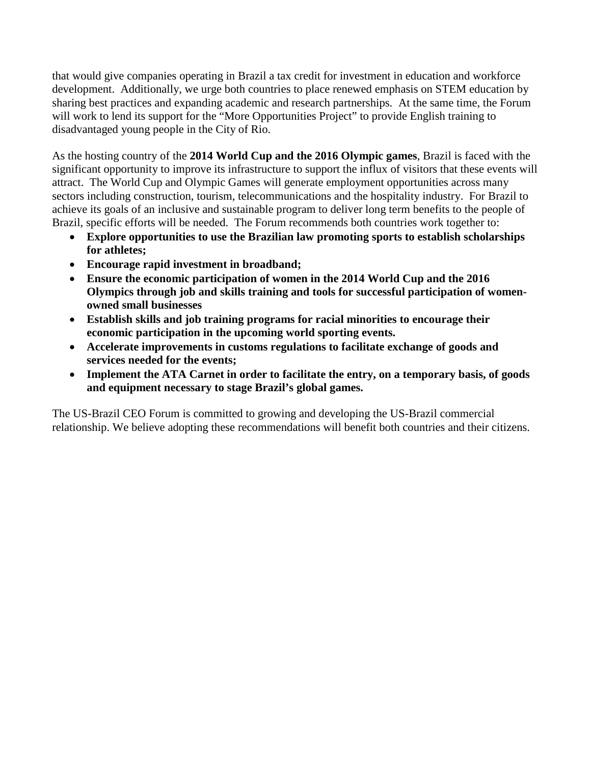that would give companies operating in Brazil a tax credit for investment in education and workforce development. Additionally, we urge both countries to place renewed emphasis on STEM education by sharing best practices and expanding academic and research partnerships. At the same time, the Forum will work to lend its support for the "More Opportunities Project" to provide English training to disadvantaged young people in the City of Rio.

As the hosting country of the **2014 World Cup and the 2016 Olympic games**, Brazil is faced with the significant opportunity to improve its infrastructure to support the influx of visitors that these events will attract. The World Cup and Olympic Games will generate employment opportunities across many sectors including construction, tourism, telecommunications and the hospitality industry. For Brazil to achieve its goals of an inclusive and sustainable program to deliver long term benefits to the people of Brazil, specific efforts will be needed. The Forum recommends both countries work together to:

- **Explore opportunities to use the Brazilian law promoting sports to establish scholarships for athletes;**
- **Encourage rapid investment in broadband;**
- **Ensure the economic participation of women in the 2014 World Cup and the 2016 Olympics through job and skills training and tools for successful participation of women-owned small businesses**
- **Establish skills and job training programs for racial minorities to encourage their economic participation in the upcoming world sporting events.**
- **Accelerate improvements in customs regulations to facilitate exchange of goods and services needed for the events;**
- **Implement the ATA Carnet in order to facilitate the entry, on a temporary basis, of goods and equipment necessary to stage Brazil's global games.**

The US-Brazil CEO Forum is committed to growing and developing the US-Brazil commercial relationship. We believe adopting these recommendations will benefit both countries and their citizens.